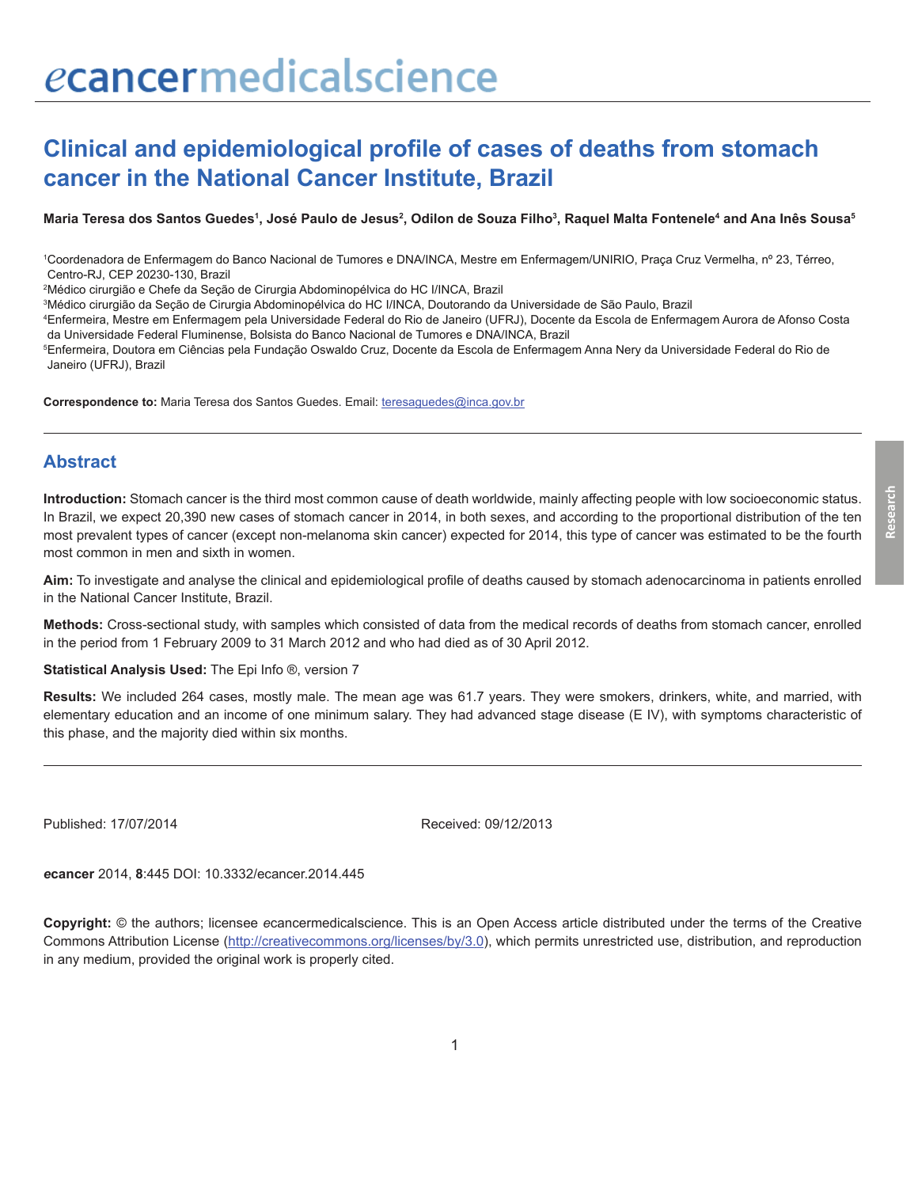# Clinical and epidemiological profile of cases of deaths from stomach cancer in the National Cancer Institute, Brazil

**Maria Teresa dos Santos Guedes[1], José Paulo de Jesus[2], Odilon de Souza Filho[3], Raquel Malta Fontenele[4] and Ana Inês Sousa[5]**

[1]Coordenadora de Enfermagem do Banco Nacional de Tumores e DNA/INCA, Mestre em Enfermagem/UNIRIO, Praça Cruz Vermelha, nº 23, Térreo, Centro-RJ, CEP 20230-130, Brazil

[2]Médico cirurgião e Chefe da Seção de Cirurgia Abdominopélvica do HC I/INCA, Brazil

[3]Médico cirurgião da Seção de Cirurgia Abdominopélvica do HC I/INCA, Doutorando da Universidade de São Paulo, Brazil

[4]Enfermeira, Mestre em Enfermagem pela Universidade Federal do Rio de Janeiro (UFRJ), Docente da Escola de Enfermagem Aurora de Afonso Costa da Universidade Federal Fluminense, Bolsista do Banco Nacional de Tumores e DNA/INCA, Brazil

[5]Enfermeira, Doutora em Ciências pela Fundação Oswaldo Cruz, Docente da Escola de Enfermagem Anna Nery da Universidade Federal do Rio de Janeiro (UFRJ), Brazil

**Correspondence to:** Maria Teresa dos Santos Guedes. Email: teresaguedes@inca.gov.br

## Abstract

**Introduction:** Stomach cancer is the third most common cause of death worldwide, mainly affecting people with low socioeconomic status. In Brazil, we expect 20,390 new cases of stomach cancer in 2014, in both sexes, and according to the proportional distribution of the ten most prevalent types of cancer (except non-melanoma skin cancer) expected for 2014, this type of cancer was estimated to be the fourth most common in men and sixth in women.

**Aim:** To investigate and analyse the clinical and epidemiological profile of deaths caused by stomach adenocarcinoma in patients enrolled in the National Cancer Institute, Brazil.

**Methods:** Cross-sectional study, with samples which consisted of data from the medical records of deaths from stomach cancer, enrolled in the period from 1 February 2009 to 31 March 2012 and who had died as of 30 April 2012.

**Statistical Analysis Used:** The Epi Info ®, version 7

**Results:** We included 264 cases, mostly male. The mean age was 61.7 years. They were smokers, drinkers, white, and married, with elementary education and an income of one minimum salary. They had advanced stage disease (E IV), with symptoms characteristic of this phase, and the majority died within six months.

Published: 17/07/2014 Received: 09/12/2013

*e*cancer 2014, **8**:445 DOI: 10.3332/ecancer.2014.445

**Copyright:** © the authors; licensee *e*cancermedicalscience. This is an Open Access article distributed under the terms of the Creative Commons Attribution License (http://creativecommons.org/licenses/by/3.0), which permits unrestricted use, distribution, and reproduction in any medium, provided the original work is properly cited.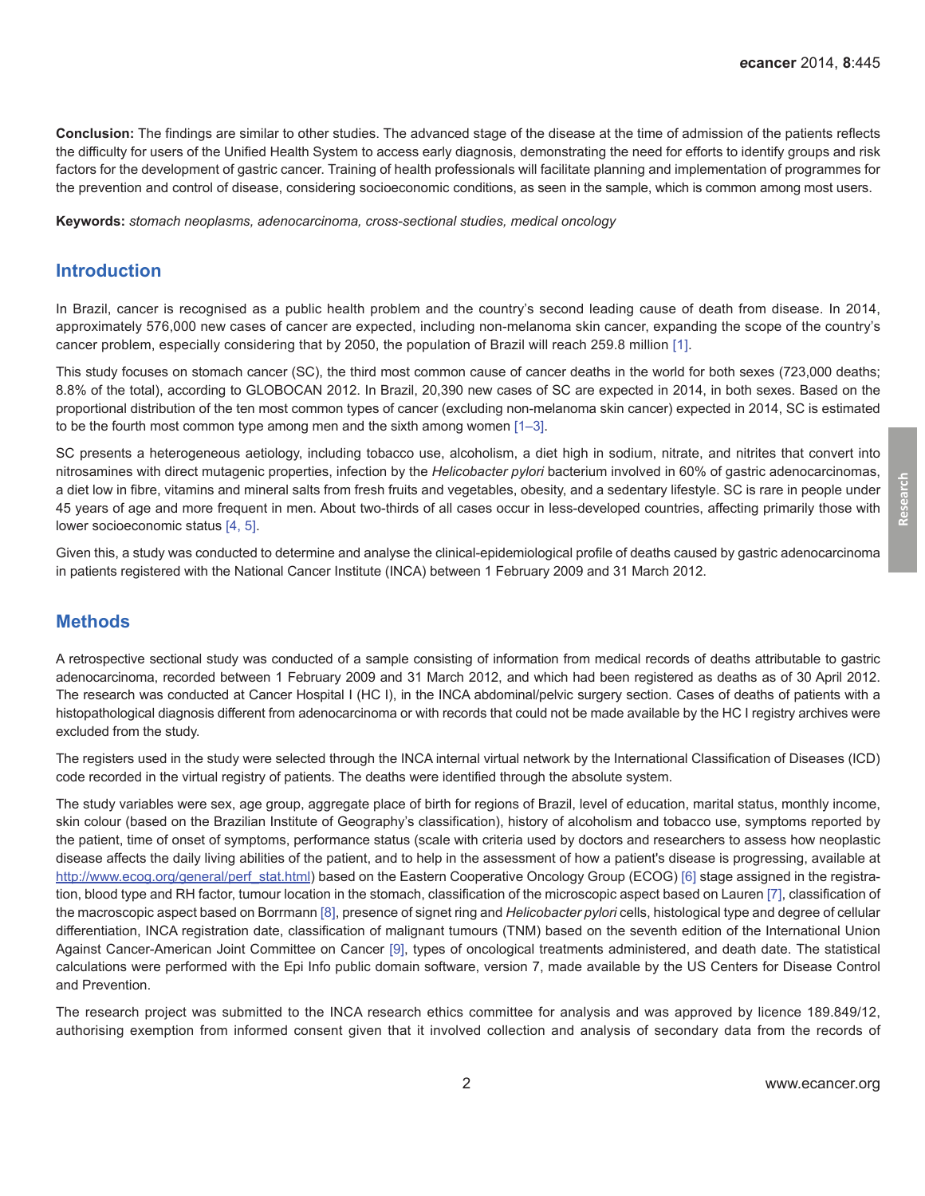**Conclusion:** The findings are similar to other studies. The advanced stage of the disease at the time of admission of the patients reflects the difficulty for users of the Unified Health System to access early diagnosis, demonstrating the need for efforts to identify groups and risk factors for the development of gastric cancer. Training of health professionals will facilitate planning and implementation of programmes for the prevention and control of disease, considering socioeconomic conditions, as seen in the sample, which is common among most users.

**Keywords:** *stomach neoplasms, adenocarcinoma, cross-sectional studies, medical oncology*

## Introduction

In Brazil, cancer is recognised as a public health problem and the country's second leading cause of death from disease. In 2014, approximately 576,000 new cases of cancer are expected, including non-melanoma skin cancer, expanding the scope of the country's cancer problem, especially considering that by 2050, the population of Brazil will reach 259.8 million [1].

This study focuses on stomach cancer (SC), the third most common cause of cancer deaths in the world for both sexes (723,000 deaths; 8.8% of the total), according to GLOBOCAN 2012. In Brazil, 20,390 new cases of SC are expected in 2014, in both sexes. Based on the proportional distribution of the ten most common types of cancer (excluding non-melanoma skin cancer) expected in 2014, SC is estimated to be the fourth most common type among men and the sixth among women [1–3].

SC presents a heterogeneous aetiology, including tobacco use, alcoholism, a diet high in sodium, nitrate, and nitrites that convert into nitrosamines with direct mutagenic properties, infection by the *Helicobacter pylori* bacterium involved in 60% of gastric adenocarcinomas, a diet low in fibre, vitamins and mineral salts from fresh fruits and vegetables, obesity, and a sedentary lifestyle. SC is rare in people under 45 years of age and more frequent in men. About two-thirds of all cases occur in less-developed countries, affecting primarily those with lower socioeconomic status [4, 5].

Given this, a study was conducted to determine and analyse the clinical-epidemiological profile of deaths caused by gastric adenocarcinoma in patients registered with the National Cancer Institute (INCA) between 1 February 2009 and 31 March 2012.

## Methods

A retrospective sectional study was conducted of a sample consisting of information from medical records of deaths attributable to gastric adenocarcinoma, recorded between 1 February 2009 and 31 March 2012, and which had been registered as deaths as of 30 April 2012. The research was conducted at Cancer Hospital I (HC I), in the INCA abdominal/pelvic surgery section. Cases of deaths of patients with a histopathological diagnosis different from adenocarcinoma or with records that could not be made available by the HC I registry archives were excluded from the study.

The registers used in the study were selected through the INCA internal virtual network by the International Classification of Diseases (ICD) code recorded in the virtual registry of patients. The deaths were identified through the absolute system.

The study variables were sex, age group, aggregate place of birth for regions of Brazil, level of education, marital status, monthly income, skin colour (based on the Brazilian Institute of Geography's classification), history of alcoholism and tobacco use, symptoms reported by the patient, time of onset of symptoms, performance status (scale with criteria used by doctors and researchers to assess how neoplastic disease affects the daily living abilities of the patient, and to help in the assessment of how a patient's disease is progressing, available at http://www.ecog.org/general/perf_stat.html) based on the Eastern Cooperative Oncology Group (ECOG) [6] stage assigned in the registration, blood type and RH factor, tumour location in the stomach, classification of the microscopic aspect based on Lauren [7], classification of the macroscopic aspect based on Borrmann [8], presence of signet ring and *Helicobacter pylori* cells, histological type and degree of cellular differentiation, INCA registration date, classification of malignant tumours (TNM) based on the seventh edition of the International Union Against Cancer-American Joint Committee on Cancer [9], types of oncological treatments administered, and death date. The statistical calculations were performed with the Epi Info public domain software, version 7, made available by the US Centers for Disease Control and Prevention.

The research project was submitted to the INCA research ethics committee for analysis and was approved by licence 189.849/12, authorising exemption from informed consent given that it involved collection and analysis of secondary data from the records of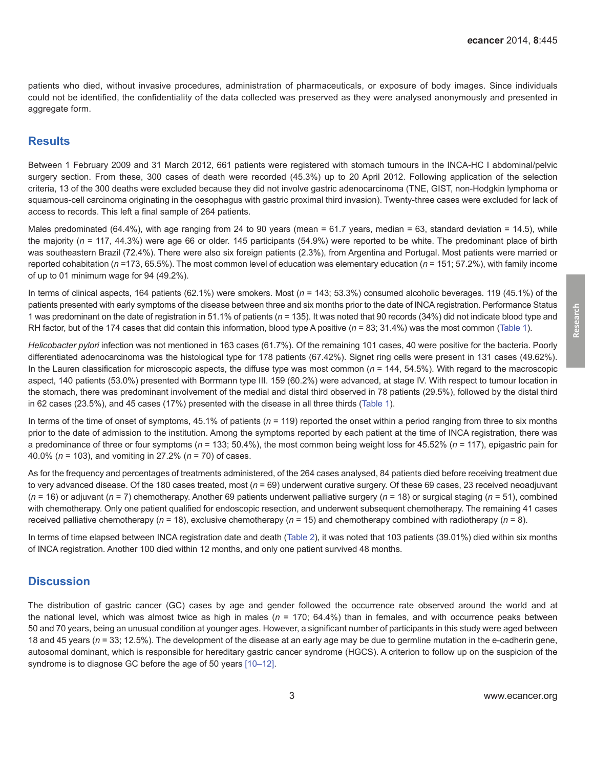patients who died, without invasive procedures, administration of pharmaceuticals, or exposure of body images. Since individuals could not be identified, the confidentiality of the data collected was preserved as they were analysed anonymously and presented in aggregate form.

## Results

Between 1 February 2009 and 31 March 2012, 661 patients were registered with stomach tumours in the INCA-HC I abdominal/pelvic surgery section. From these, 300 cases of death were recorded (45.3%) up to 20 April 2012. Following application of the selection criteria, 13 of the 300 deaths were excluded because they did not involve gastric adenocarcinoma (TNE, GIST, non-Hodgkin lymphoma or squamous-cell carcinoma originating in the oesophagus with gastric proximal third invasion). Twenty-three cases were excluded for lack of access to records. This left a final sample of 264 patients.

Males predominated (64.4%), with age ranging from 24 to 90 years (mean = 61.7 years, median = 63, standard deviation = 14.5), while the majority (*n* = 117, 44.3%) were age 66 or older. 145 participants (54.9%) were reported to be white. The predominant place of birth was southeastern Brazil (72.4%). There were also six foreign patients (2.3%), from Argentina and Portugal. Most patients were married or reported cohabitation (*n* =173, 65.5%). The most common level of education was elementary education (*n* = 151; 57.2%), with family income of up to 01 minimum wage for 94 (49.2%).

In terms of clinical aspects, 164 patients (62.1%) were smokers. Most (*n* = 143; 53.3%) consumed alcoholic beverages. 119 (45.1%) of the patients presented with early symptoms of the disease between three and six months prior to the date of INCA registration. Performance Status 1 was predominant on the date of registration in 51.1% of patients (*n* = 135). It was noted that 90 records (34%) did not indicate blood type and RH factor, but of the 174 cases that did contain this information, blood type A positive (*n* = 83; 31.4%) was the most common (Table 1).

*Helicobacter pylori* infection was not mentioned in 163 cases (61.7%). Of the remaining 101 cases, 40 were positive for the bacteria. Poorly differentiated adenocarcinoma was the histological type for 178 patients (67.42%). Signet ring cells were present in 131 cases (49.62%). In the Lauren classification for microscopic aspects, the diffuse type was most common (*n* = 144, 54.5%). With regard to the macroscopic aspect, 140 patients (53.0%) presented with Borrmann type III. 159 (60.2%) were advanced, at stage IV. With respect to tumour location in the stomach, there was predominant involvement of the medial and distal third observed in 78 patients (29.5%), followed by the distal third in 62 cases (23.5%), and 45 cases (17%) presented with the disease in all three thirds (Table 1).

In terms of the time of onset of symptoms, 45.1% of patients (*n* = 119) reported the onset within a period ranging from three to six months prior to the date of admission to the institution. Among the symptoms reported by each patient at the time of INCA registration, there was a predominance of three or four symptoms (*n* = 133; 50.4%), the most common being weight loss for 45.52% (*n* = 117), epigastric pain for 40.0% (*n* = 103), and vomiting in 27.2% (*n* = 70) of cases.

As for the frequency and percentages of treatments administered, of the 264 cases analysed, 84 patients died before receiving treatment due to very advanced disease. Of the 180 cases treated, most (*n* = 69) underwent curative surgery. Of these 69 cases, 23 received neoadjuvant (*n* = 16) or adjuvant (*n* = 7) chemotherapy. Another 69 patients underwent palliative surgery (*n* = 18) or surgical staging (*n* = 51), combined with chemotherapy. Only one patient qualified for endoscopic resection, and underwent subsequent chemotherapy. The remaining 41 cases received palliative chemotherapy (*n* = 18), exclusive chemotherapy (*n* = 15) and chemotherapy combined with radiotherapy (*n* = 8).

In terms of time elapsed between INCA registration date and death (Table 2), it was noted that 103 patients (39.01%) died within six months of INCA registration. Another 100 died within 12 months, and only one patient survived 48 months.

## Discussion

The distribution of gastric cancer (GC) cases by age and gender followed the occurrence rate observed around the world and at the national level, which was almost twice as high in males (*n* = 170; 64.4%) than in females, and with occurrence peaks between 50 and 70 years, being an unusual condition at younger ages. However, a significant number of participants in this study were aged between 18 and 45 years (*n* = 33; 12.5%). The development of the disease at an early age may be due to germline mutation in the e-cadherin gene, autosomal dominant, which is responsible for hereditary gastric cancer syndrome (HGCS). A criterion to follow up on the suspicion of the syndrome is to diagnose GC before the age of 50 years [10–12].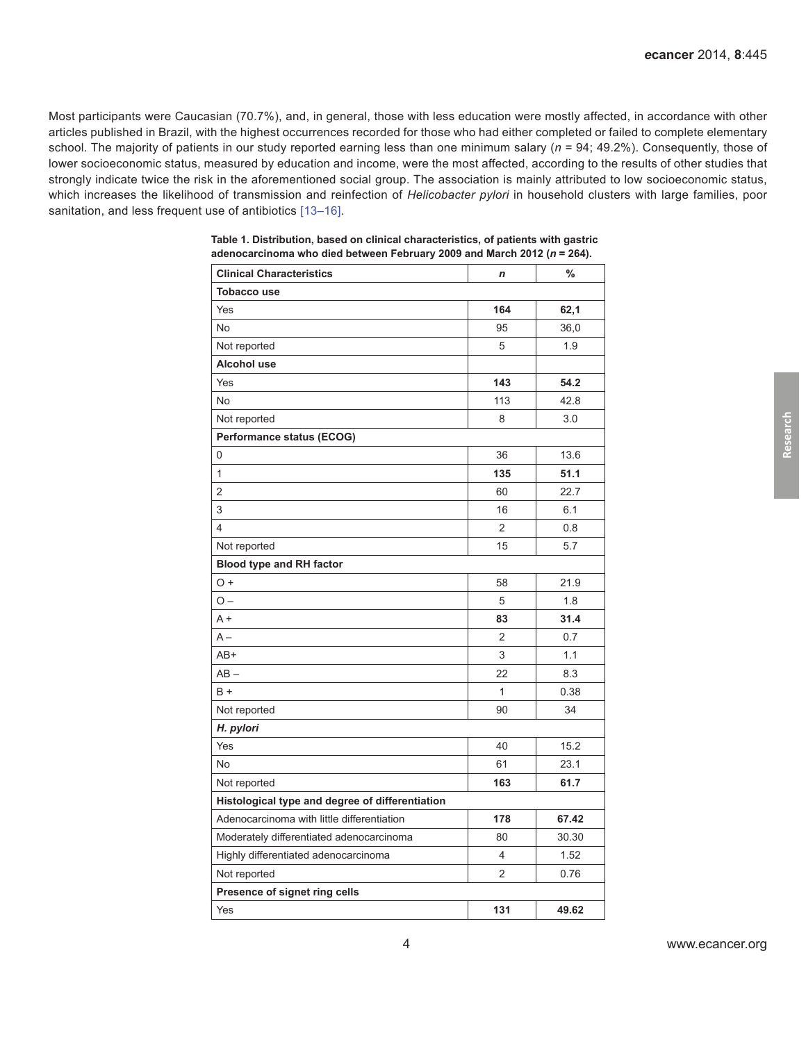Most participants were Caucasian (70.7%), and, in general, those with less education were mostly affected, in accordance with other articles published in Brazil, with the highest occurrences recorded for those who had either completed or failed to complete elementary school. The majority of patients in our study reported earning less than one minimum salary (*n* = 94; 49.2%). Consequently, those of lower socioeconomic status, measured by education and income, were the most affected, according to the results of other studies that strongly indicate twice the risk in the aforementioned social group. The association is mainly attributed to low socioeconomic status, which increases the likelihood of transmission and reinfection of *Helicobacter pylori* in household clusters with large families, poor sanitation, and less frequent use of antibiotics [13–16].

**Table 1. Distribution, based on clinical characteristics, of patients with gastric adenocarcinoma who died between February 2009 and March 2012 (*n* = 264).**

| Clinical Characteristics | *n* | % |
|---|---|---|
| **Tobacco use** | | |
| Yes | **164** | **62,1** |
| No | 95 | 36,0 |
| Not reported | 5 | 1.9 |
| **Alcohol use** | | |
| Yes | **143** | **54.2** |
| No | 113 | 42.8 |
| Not reported | 8 | 3.0 |
| **Performance status (ECOG)** | | |
| 0 | 36 | 13.6 |
| 1 | **135** | **51.1** |
| 2 | 60 | 22.7 |
| 3 | 16 | 6.1 |
| 4 | 2 | 0.8 |
| Not reported | 15 | 5.7 |
| **Blood type and RH factor** | | |
| O + | 58 | 21.9 |
| O – | 5 | 1.8 |
| A + | **83** | **31.4** |
| A – | 2 | 0.7 |
| AB+ | 3 | 1.1 |
| AB – | 22 | 8.3 |
| B + | 1 | 0.38 |
| Not reported | 90 | 34 |
| ***H. pylori*** | | |
| Yes | 40 | 15.2 |
| No | 61 | 23.1 |
| Not reported | **163** | **61.7** |
| **Histological type and degree of differentiation** | | |
| Adenocarcinoma with little differentiation | **178** | **67.42** |
| Moderately differentiated adenocarcinoma | 80 | 30.30 |
| Highly differentiated adenocarcinoma | 4 | 1.52 |
| Not reported | 2 | 0.76 |
| **Presence of signet ring cells** | | |
| Yes | **131** | **49.62** |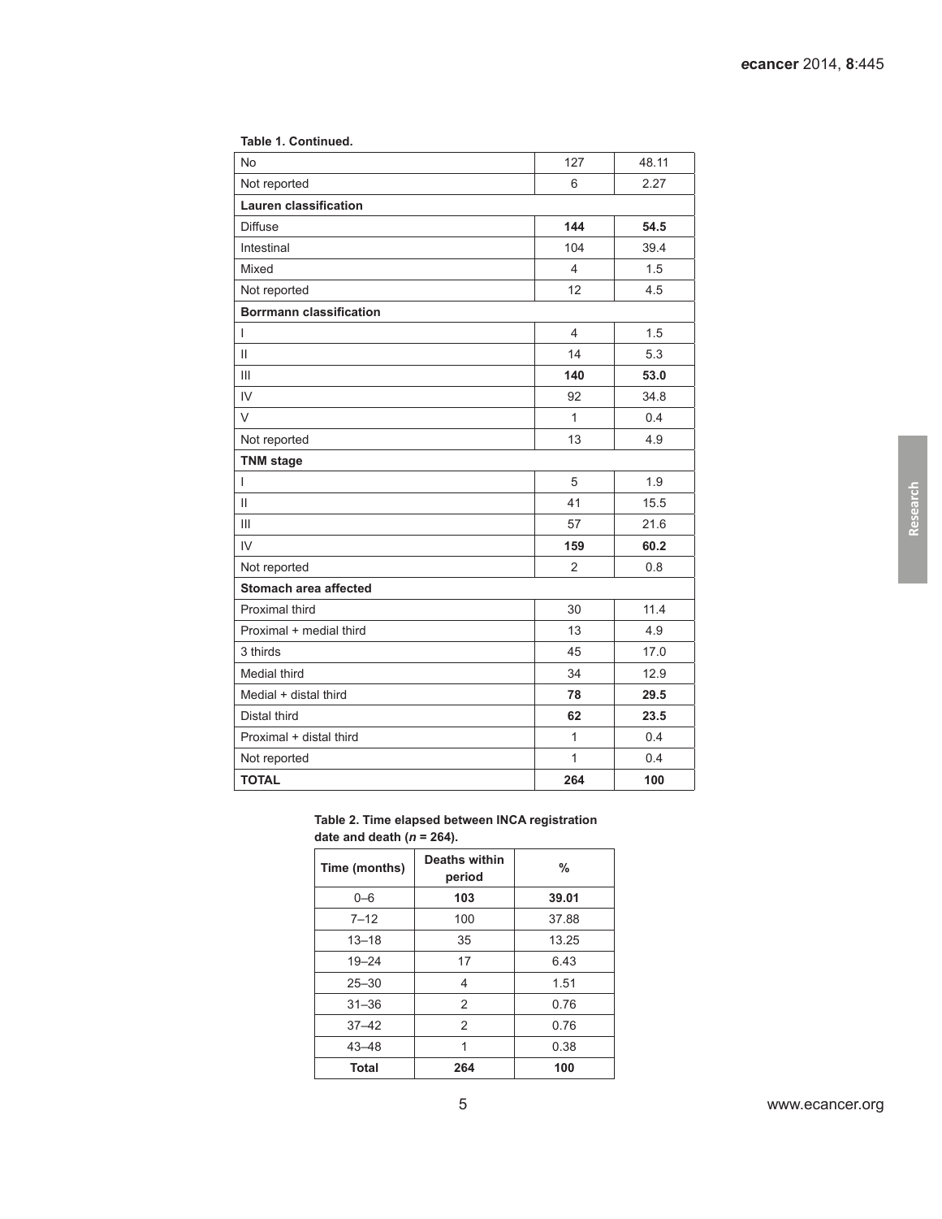**Table 1. Continued.**

| | | |
|---|---|---|
| No | 127 | 48.11 |
| Not reported | 6 | 2.27 |
| **Lauren classification** | | |
| Diffuse | **144** | **54.5** |
| Intestinal | 104 | 39.4 |
| Mixed | 4 | 1.5 |
| Not reported | 12 | 4.5 |
| **Borrmann classification** | | |
| I | 4 | 1.5 |
| II | 14 | 5.3 |
| III | **140** | **53.0** |
| IV | 92 | 34.8 |
| V | 1 | 0.4 |
| Not reported | 13 | 4.9 |
| **TNM stage** | | |
| I | 5 | 1.9 |
| II | 41 | 15.5 |
| III | 57 | 21.6 |
| IV | **159** | **60.2** |
| Not reported | 2 | 0.8 |
| **Stomach area affected** | | |
| Proximal third | 30 | 11.4 |
| Proximal + medial third | 13 | 4.9 |
| 3 thirds | 45 | 17.0 |
| Medial third | 34 | 12.9 |
| Medial + distal third | **78** | **29.5** |
| Distal third | **62** | **23.5** |
| Proximal + distal third | 1 | 0.4 |
| Not reported | 1 | 0.4 |
| **TOTAL** | **264** | **100** |

**Table 2. Time elapsed between INCA registration date and death ($n$ = 264).**

| Time (months) | Deaths within period | % |
|---|---|---|
| 0–6 | **103** | **39.01** |
| 7–12 | 100 | 37.88 |
| 13–18 | 35 | 13.25 |
| 19–24 | 17 | 6.43 |
| 25–30 | 4 | 1.51 |
| 31–36 | 2 | 0.76 |
| 37–42 | 2 | 0.76 |
| 43–48 | 1 | 0.38 |
| **Total** | **264** | **100** |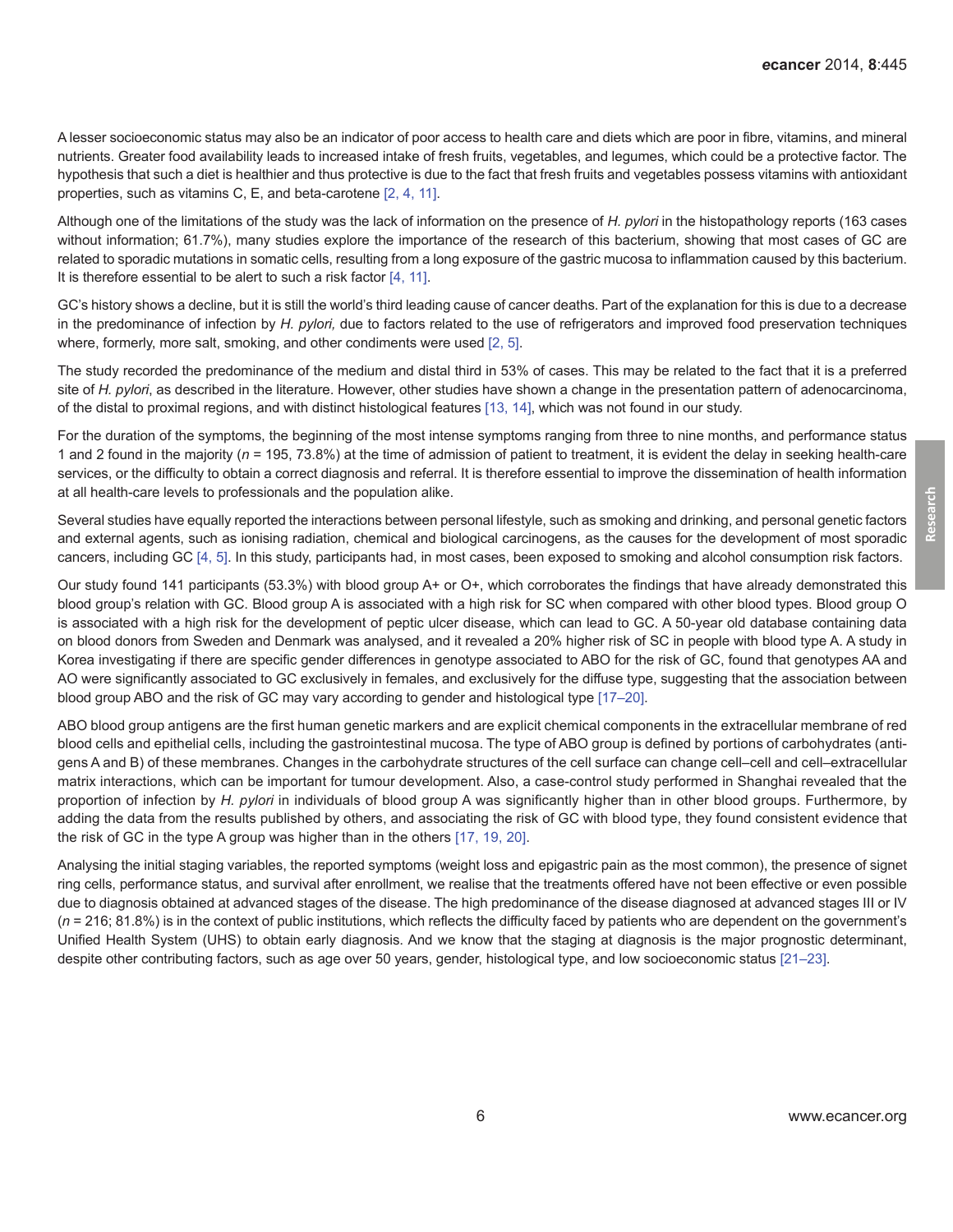A lesser socioeconomic status may also be an indicator of poor access to health care and diets which are poor in fibre, vitamins, and mineral nutrients. Greater food availability leads to increased intake of fresh fruits, vegetables, and legumes, which could be a protective factor. The hypothesis that such a diet is healthier and thus protective is due to the fact that fresh fruits and vegetables possess vitamins with antioxidant properties, such as vitamins C, E, and beta-carotene [2, 4, 11].

Although one of the limitations of the study was the lack of information on the presence of *H. pylori* in the histopathology reports (163 cases without information; 61.7%), many studies explore the importance of the research of this bacterium, showing that most cases of GC are related to sporadic mutations in somatic cells, resulting from a long exposure of the gastric mucosa to inflammation caused by this bacterium. It is therefore essential to be alert to such a risk factor [4, 11].

GC's history shows a decline, but it is still the world's third leading cause of cancer deaths. Part of the explanation for this is due to a decrease in the predominance of infection by *H. pylori,* due to factors related to the use of refrigerators and improved food preservation techniques where, formerly, more salt, smoking, and other condiments were used [2, 5].

The study recorded the predominance of the medium and distal third in 53% of cases. This may be related to the fact that it is a preferred site of *H. pylori*, as described in the literature. However, other studies have shown a change in the presentation pattern of adenocarcinoma, of the distal to proximal regions, and with distinct histological features [13, 14], which was not found in our study.

For the duration of the symptoms, the beginning of the most intense symptoms ranging from three to nine months, and performance status 1 and 2 found in the majority (*n* = 195, 73.8%) at the time of admission of patient to treatment, it is evident the delay in seeking health-care services, or the difficulty to obtain a correct diagnosis and referral. It is therefore essential to improve the dissemination of health information at all health-care levels to professionals and the population alike.

Several studies have equally reported the interactions between personal lifestyle, such as smoking and drinking, and personal genetic factors and external agents, such as ionising radiation, chemical and biological carcinogens, as the causes for the development of most sporadic cancers, including GC [4, 5]. In this study, participants had, in most cases, been exposed to smoking and alcohol consumption risk factors.

Our study found 141 participants (53.3%) with blood group A+ or O+, which corroborates the findings that have already demonstrated this blood group's relation with GC. Blood group A is associated with a high risk for SC when compared with other blood types. Blood group O is associated with a high risk for the development of peptic ulcer disease, which can lead to GC. A 50-year old database containing data on blood donors from Sweden and Denmark was analysed, and it revealed a 20% higher risk of SC in people with blood type A. A study in Korea investigating if there are specific gender differences in genotype associated to ABO for the risk of GC, found that genotypes AA and AO were significantly associated to GC exclusively in females, and exclusively for the diffuse type, suggesting that the association between blood group ABO and the risk of GC may vary according to gender and histological type [17–20].

ABO blood group antigens are the first human genetic markers and are explicit chemical components in the extracellular membrane of red blood cells and epithelial cells, including the gastrointestinal mucosa. The type of ABO group is defined by portions of carbohydrates (antigens A and B) of these membranes. Changes in the carbohydrate structures of the cell surface can change cell–cell and cell–extracellular matrix interactions, which can be important for tumour development. Also, a case-control study performed in Shanghai revealed that the proportion of infection by *H. pylori* in individuals of blood group A was significantly higher than in other blood groups. Furthermore, by adding the data from the results published by others, and associating the risk of GC with blood type, they found consistent evidence that the risk of GC in the type A group was higher than in the others [17, 19, 20].

Analysing the initial staging variables, the reported symptoms (weight loss and epigastric pain as the most common), the presence of signet ring cells, performance status, and survival after enrollment, we realise that the treatments offered have not been effective or even possible due to diagnosis obtained at advanced stages of the disease. The high predominance of the disease diagnosed at advanced stages III or IV (*n* = 216; 81.8%) is in the context of public institutions, which reflects the difficulty faced by patients who are dependent on the government's Unified Health System (UHS) to obtain early diagnosis. And we know that the staging at diagnosis is the major prognostic determinant, despite other contributing factors, such as age over 50 years, gender, histological type, and low socioeconomic status [21–23].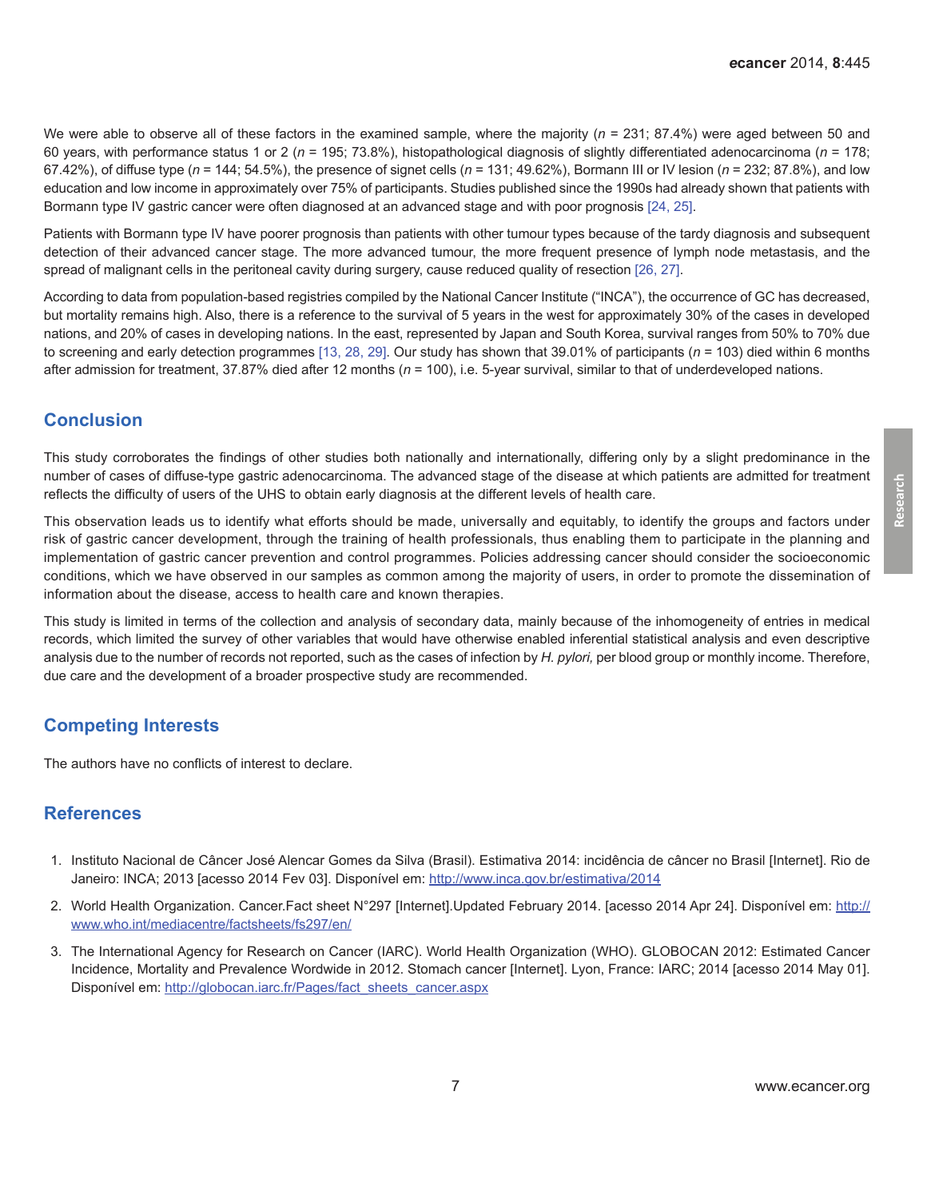We were able to observe all of these factors in the examined sample, where the majority (*n* = 231; 87.4%) were aged between 50 and 60 years, with performance status 1 or 2 (*n* = 195; 73.8%), histopathological diagnosis of slightly differentiated adenocarcinoma (*n* = 178; 67.42%), of diffuse type (*n* = 144; 54.5%), the presence of signet cells (*n* = 131; 49.62%), Bormann III or IV lesion (*n* = 232; 87.8%), and low education and low income in approximately over 75% of participants. Studies published since the 1990s had already shown that patients with Bormann type IV gastric cancer were often diagnosed at an advanced stage and with poor prognosis [24, 25].

Patients with Bormann type IV have poorer prognosis than patients with other tumour types because of the tardy diagnosis and subsequent detection of their advanced cancer stage. The more advanced tumour, the more frequent presence of lymph node metastasis, and the spread of malignant cells in the peritoneal cavity during surgery, cause reduced quality of resection [26, 27].

According to data from population-based registries compiled by the National Cancer Institute ("INCA"), the occurrence of GC has decreased, but mortality remains high. Also, there is a reference to the survival of 5 years in the west for approximately 30% of the cases in developed nations, and 20% of cases in developing nations. In the east, represented by Japan and South Korea, survival ranges from 50% to 70% due to screening and early detection programmes [13, 28, 29]. Our study has shown that 39.01% of participants (*n* = 103) died within 6 months after admission for treatment, 37.87% died after 12 months (*n* = 100), i.e. 5-year survival, similar to that of underdeveloped nations.

## Conclusion

This study corroborates the findings of other studies both nationally and internationally, differing only by a slight predominance in the number of cases of diffuse-type gastric adenocarcinoma. The advanced stage of the disease at which patients are admitted for treatment reflects the difficulty of users of the UHS to obtain early diagnosis at the different levels of health care.

This observation leads us to identify what efforts should be made, universally and equitably, to identify the groups and factors under risk of gastric cancer development, through the training of health professionals, thus enabling them to participate in the planning and implementation of gastric cancer prevention and control programmes. Policies addressing cancer should consider the socioeconomic conditions, which we have observed in our samples as common among the majority of users, in order to promote the dissemination of information about the disease, access to health care and known therapies.

This study is limited in terms of the collection and analysis of secondary data, mainly because of the inhomogeneity of entries in medical records, which limited the survey of other variables that would have otherwise enabled inferential statistical analysis and even descriptive analysis due to the number of records not reported, such as the cases of infection by *H. pylori,* per blood group or monthly income. Therefore, due care and the development of a broader prospective study are recommended.

## Competing Interests

The authors have no conflicts of interest to declare.

## References

1. Instituto Nacional de Câncer José Alencar Gomes da Silva (Brasil). Estimativa 2014: incidência de câncer no Brasil [Internet]. Rio de Janeiro: INCA; 2013 [acesso 2014 Fev 03]. Disponível em: http://www.inca.gov.br/estimativa/2014
2. World Health Organization. Cancer.Fact sheet N°297 [Internet].Updated February 2014. [acesso 2014 Apr 24]. Disponível em: http://www.who.int/mediacentre/factsheets/fs297/en/
3. The International Agency for Research on Cancer (IARC). World Health Organization (WHO). GLOBOCAN 2012: Estimated Cancer Incidence, Mortality and Prevalence Wordwide in 2012. Stomach cancer [Internet]. Lyon, France: IARC; 2014 [acesso 2014 May 01]. Disponível em: http://globocan.iarc.fr/Pages/fact_sheets_cancer.aspx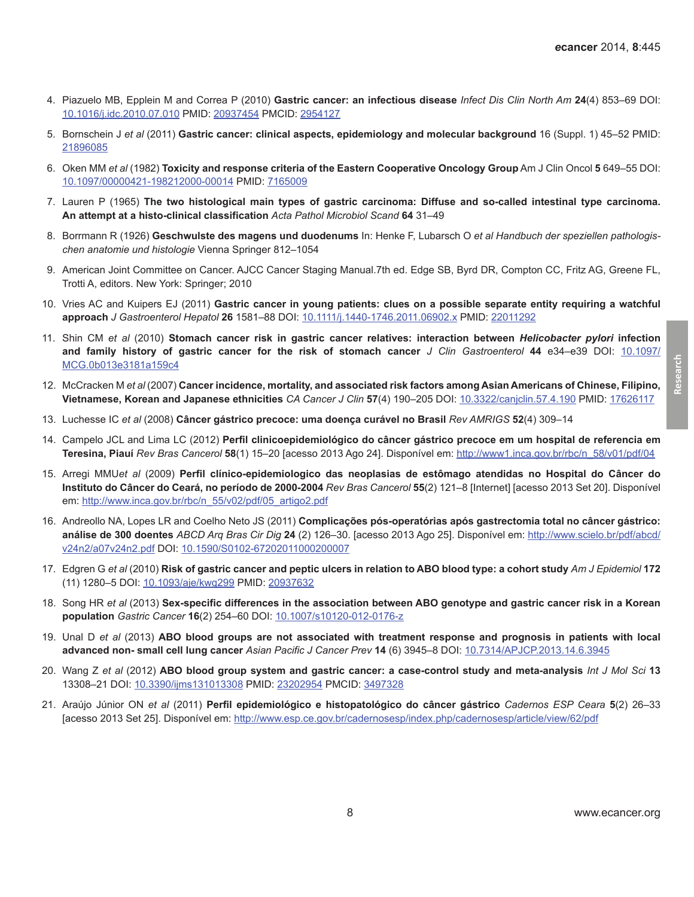4. Piazuelo MB, Epplein M and Correa P (2010) **Gastric cancer: an infectious disease** *Infect Dis Clin North Am* **24**(4) 853–69 DOI: 10.1016/j.idc.2010.07.010 PMID: 20937454 PMCID: 2954127

5. Bornschein J *et al* (2011) **Gastric cancer: clinical aspects, epidemiology and molecular background** 16 (Suppl. 1) 45–52 PMID: 21896085

6. Oken MM *et al* (1982) **Toxicity and response criteria of the Eastern Cooperative Oncology Group** Am J Clin Oncol **5** 649–55 DOI: 10.1097/00000421-198212000-00014 PMID: 7165009

7. Lauren P (1965) **The two histological main types of gastric carcinoma: Diffuse and so-called intestinal type carcinoma. An attempt at a histo-clinical classification** *Acta Pathol Microbiol Scand* **64** 31–49

8. Borrmann R (1926) **Geschwulste des magens und duodenums** In: Henke F, Lubarsch O *et al Handbuch der speziellen pathologischen anatomie und histologie* Vienna Springer 812–1054

9. American Joint Committee on Cancer. AJCC Cancer Staging Manual.7th ed. Edge SB, Byrd DR, Compton CC, Fritz AG, Greene FL, Trotti A, editors. New York: Springer; 2010

10. Vries AC and Kuipers EJ (2011) **Gastric cancer in young patients: clues on a possible separate entity requiring a watchful approach** *J Gastroenterol Hepatol* **26** 1581–88 DOI: 10.1111/j.1440-1746.2011.06902.x PMID: 22011292

11. Shin CM *et al* (2010) **Stomach cancer risk in gastric cancer relatives: interaction between *Helicobacter pylori* infection and family history of gastric cancer for the risk of stomach cancer** *J Clin Gastroenterol* **44** e34–e39 DOI: 10.1097/MCG.0b013e3181a159c4

12. McCracken M *et al* (2007) **Cancer incidence, mortality, and associated risk factors among Asian Americans of Chinese, Filipino, Vietnamese, Korean and Japanese ethnicities** *CA Cancer J Clin* **57**(4) 190–205 DOI: 10.3322/canjclin.57.4.190 PMID: 17626117

13. Luchesse IC *et al* (2008) **Câncer gástrico precoce: uma doença curável no Brasil** *Rev AMRIGS* **52**(4) 309–14

14. Campelo JCL and Lima LC (2012) **Perfil clinicoepidemiológico do câncer gástrico precoce em um hospital de referencia em Teresina, Piauí** *Rev Bras Cancerol* **58**(1) 15–20 [acesso 2013 Ago 24]. Disponível em: http://www1.inca.gov.br/rbc/n_58/v01/pdf/04

15. Arregi MMU*et al* (2009) **Perfil clínico-epidemiologico das neoplasias de estômago atendidas no Hospital do Câncer do Instituto do Câncer do Ceará, no período de 2000-2004** *Rev Bras Cancerol* **55**(2) 121–8 [Internet] [acesso 2013 Set 20]. Disponível em: http://www.inca.gov.br/rbc/n_55/v02/pdf/05_artigo2.pdf

16. Andreollo NA, Lopes LR and Coelho Neto JS (2011) **Complicações pós-operatórias após gastrectomia total no câncer gástrico: análise de 300 doentes** *ABCD Arq Bras Cir Dig* **24** (2) 126–30. [acesso 2013 Ago 25]. Disponível em: http://www.scielo.br/pdf/abcd/v24n2/a07v24n2.pdf DOI: 10.1590/S0102-67202011000200007

17. Edgren G *et al* (2010) **Risk of gastric cancer and peptic ulcers in relation to ABO blood type: a cohort study** *Am J Epidemiol* **172** (11) 1280–5 DOI: 10.1093/aje/kwq299 PMID: 20937632

18. Song HR *et al* (2013) **Sex-specific differences in the association between ABO genotype and gastric cancer risk in a Korean population** *Gastric Cancer* **16**(2) 254–60 DOI: 10.1007/s10120-012-0176-z

19. Unal D *et al* (2013) **ABO blood groups are not associated with treatment response and prognosis in patients with local advanced non- small cell lung cancer** *Asian Pacific J Cancer Prev* **14** (6) 3945–8 DOI: 10.7314/APJCP.2013.14.6.3945

20. Wang Z *et al* (2012) **ABO blood group system and gastric cancer: a case-control study and meta-analysis** *Int J Mol Sci* **13** 13308–21 DOI: 10.3390/ijms131013308 PMID: 23202954 PMCID: 3497328

21. Araújo Júnior ON *et al* (2011) **Perfil epidemiológico e histopatológico do câncer gástrico** *Cadernos ESP Ceara* **5**(2) 26–33 [acesso 2013 Set 25]. Disponível em: http://www.esp.ce.gov.br/cadernosesp/index.php/cadernosesp/article/view/62/pdf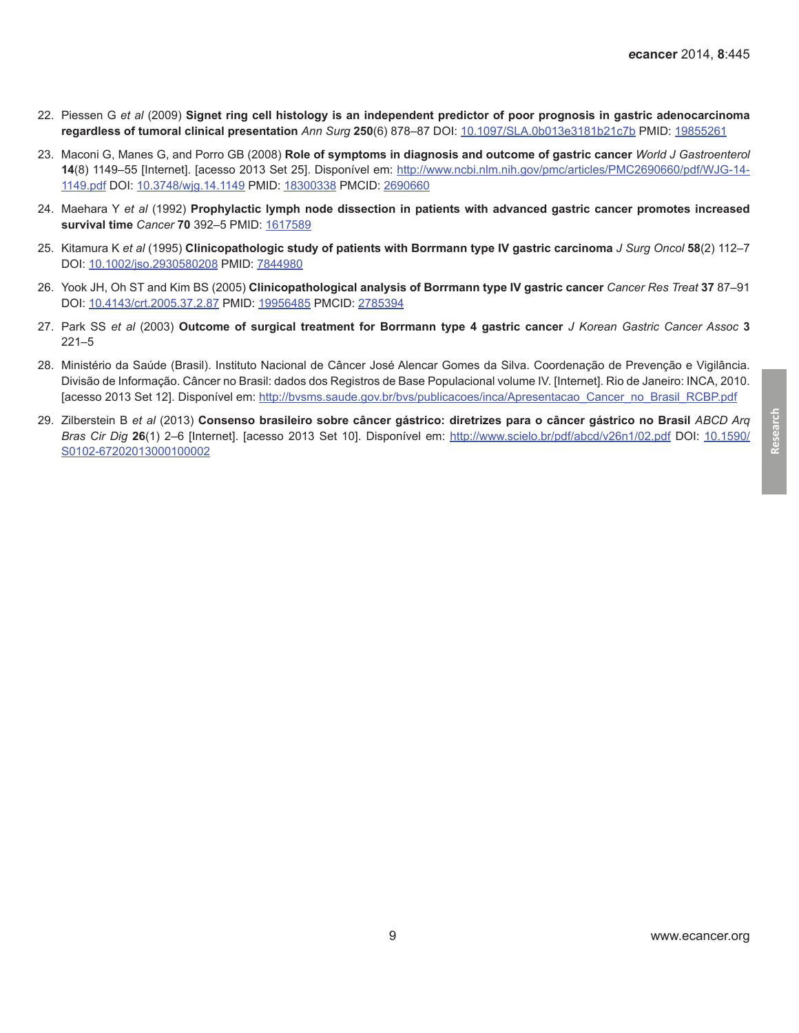22. Piessen G *et al* (2009) **Signet ring cell histology is an independent predictor of poor prognosis in gastric adenocarcinoma regardless of tumoral clinical presentation** *Ann Surg* **250**(6) 878–87 DOI: 10.1097/SLA.0b013e3181b21c7b PMID: 19855261

23. Maconi G, Manes G, and Porro GB (2008) **Role of symptoms in diagnosis and outcome of gastric cancer** *World J Gastroenterol* **14**(8) 1149–55 [Internet]. [acesso 2013 Set 25]. Disponível em: http://www.ncbi.nlm.nih.gov/pmc/articles/PMC2690660/pdf/WJG-14-1149.pdf DOI: 10.3748/wjg.14.1149 PMID: 18300338 PMCID: 2690660

24. Maehara Y *et al* (1992) **Prophylactic lymph node dissection in patients with advanced gastric cancer promotes increased survival time** *Cancer* **70** 392–5 PMID: 1617589

25. Kitamura K *et al* (1995) **Clinicopathologic study of patients with Borrmann type IV gastric carcinoma** *J Surg Oncol* **58**(2) 112–7 DOI: 10.1002/jso.2930580208 PMID: 7844980

26. Yook JH, Oh ST and Kim BS (2005) **Clinicopathological analysis of Borrmann type IV gastric cancer** *Cancer Res Treat* **37** 87–91 DOI: 10.4143/crt.2005.37.2.87 PMID: 19956485 PMCID: 2785394

27. Park SS *et al* (2003) **Outcome of surgical treatment for Borrmann type 4 gastric cancer** *J Korean Gastric Cancer Assoc* **3** 221–5

28. Ministério da Saúde (Brasil). Instituto Nacional de Câncer José Alencar Gomes da Silva. Coordenação de Prevenção e Vigilância. Divisão de Informação. Câncer no Brasil: dados dos Registros de Base Populacional volume IV. [Internet]. Rio de Janeiro: INCA, 2010. [acesso 2013 Set 12]. Disponível em: http://bvsms.saude.gov.br/bvs/publicacoes/inca/Apresentacao_Cancer_no_Brasil_RCBP.pdf

29. Zilberstein B *et al* (2013) **Consenso brasileiro sobre câncer gástrico: diretrizes para o câncer gástrico no Brasil** *ABCD Arq Bras Cir Dig* **26**(1) 2–6 [Internet]. [acesso 2013 Set 10]. Disponível em: http://www.scielo.br/pdf/abcd/v26n1/02.pdf DOI: 10.1590/S0102-67202013000100002